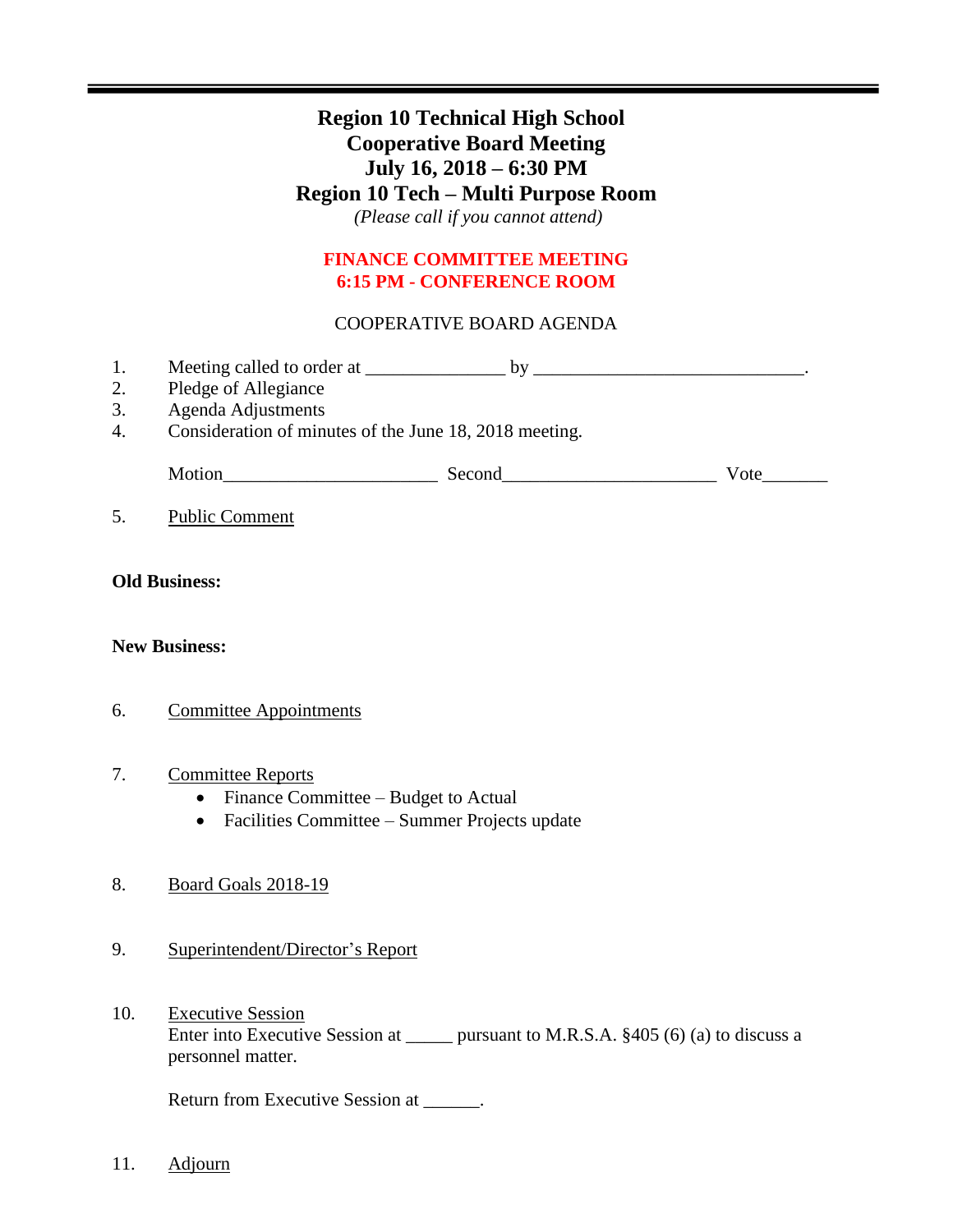# Region 10 Technical High School
# Cooperative Board Meeting
# July 16, 2018 – 6:30 PM
# Region 10 Tech – Multi Purpose Room

*(Please call if you cannot attend)*

**FINANCE COMMITTEE MEETING**
**6:15 PM - CONFERENCE ROOM**

COOPERATIVE BOARD AGENDA

1. Meeting called to order at _______________ by _____________________________.
2. Pledge of Allegiance
3. Agenda Adjustments
4. Consideration of minutes of the June 18, 2018 meeting.

   Motion_______________________ Second_______________________ Vote_______

5. Public Comment

**Old Business:**

**New Business:**

6. Committee Appointments

7. Committee Reports
   - Finance Committee – Budget to Actual
   - Facilities Committee – Summer Projects update

8. Board Goals 2018-19

9. Superintendent/Director's Report

10. Executive Session

    Enter into Executive Session at _____ pursuant to M.R.S.A. §405 (6) (a) to discuss a personnel matter.

    Return from Executive Session at ______.

11. Adjourn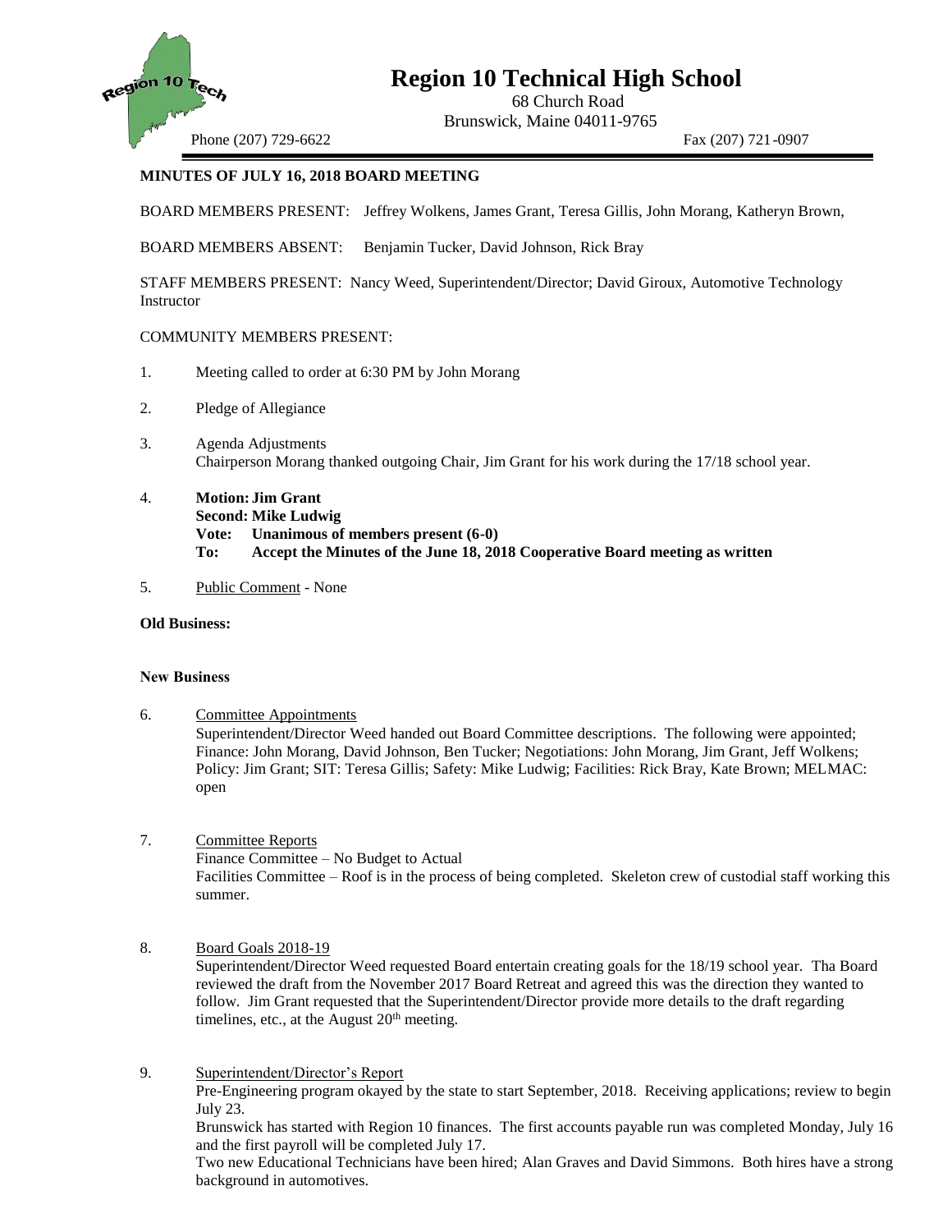# Region 10 Technical High School

68 Church Road
Brunswick, Maine 04011-9765

Phone (207) 729-6622 Fax (207) 721-0907

**MINUTES OF JULY 16, 2018 BOARD MEETING**

BOARD MEMBERS PRESENT: Jeffrey Wolkens, James Grant, Teresa Gillis, John Morang, Katheryn Brown,

BOARD MEMBERS ABSENT: Benjamin Tucker, David Johnson, Rick Bray

STAFF MEMBERS PRESENT: Nancy Weed, Superintendent/Director; David Giroux, Automotive Technology Instructor

COMMUNITY MEMBERS PRESENT:

1. Meeting called to order at 6:30 PM by John Morang

2. Pledge of Allegiance

3. Agenda Adjustments
   Chairperson Morang thanked outgoing Chair, Jim Grant for his work during the 17/18 school year.

4. **Motion: Jim Grant**
   **Second: Mike Ludwig**
   **Vote: Unanimous of members present (6-0)**
   **To: Accept the Minutes of the June 18, 2018 Cooperative Board meeting as written**

5. Public Comment - None

**Old Business:**

**New Business**

6. Committee Appointments
   Superintendent/Director Weed handed out Board Committee descriptions. The following were appointed; Finance: John Morang, David Johnson, Ben Tucker; Negotiations: John Morang, Jim Grant, Jeff Wolkens; Policy: Jim Grant; SIT: Teresa Gillis; Safety: Mike Ludwig; Facilities: Rick Bray, Kate Brown; MELMAC: open

7. Committee Reports
   Finance Committee – No Budget to Actual
   Facilities Committee – Roof is in the process of being completed. Skeleton crew of custodial staff working this summer.

8. Board Goals 2018-19
   Superintendent/Director Weed requested Board entertain creating goals for the 18/19 school year. Tha Board reviewed the draft from the November 2017 Board Retreat and agreed this was the direction they wanted to follow. Jim Grant requested that the Superintendent/Director provide more details to the draft regarding timelines, etc., at the August 20th meeting.

9. Superintendent/Director's Report
   Pre-Engineering program okayed by the state to start September, 2018. Receiving applications; review to begin July 23.
   Brunswick has started with Region 10 finances. The first accounts payable run was completed Monday, July 16 and the first payroll will be completed July 17.
   Two new Educational Technicians have been hired; Alan Graves and David Simmons. Both hires have a strong background in automotives.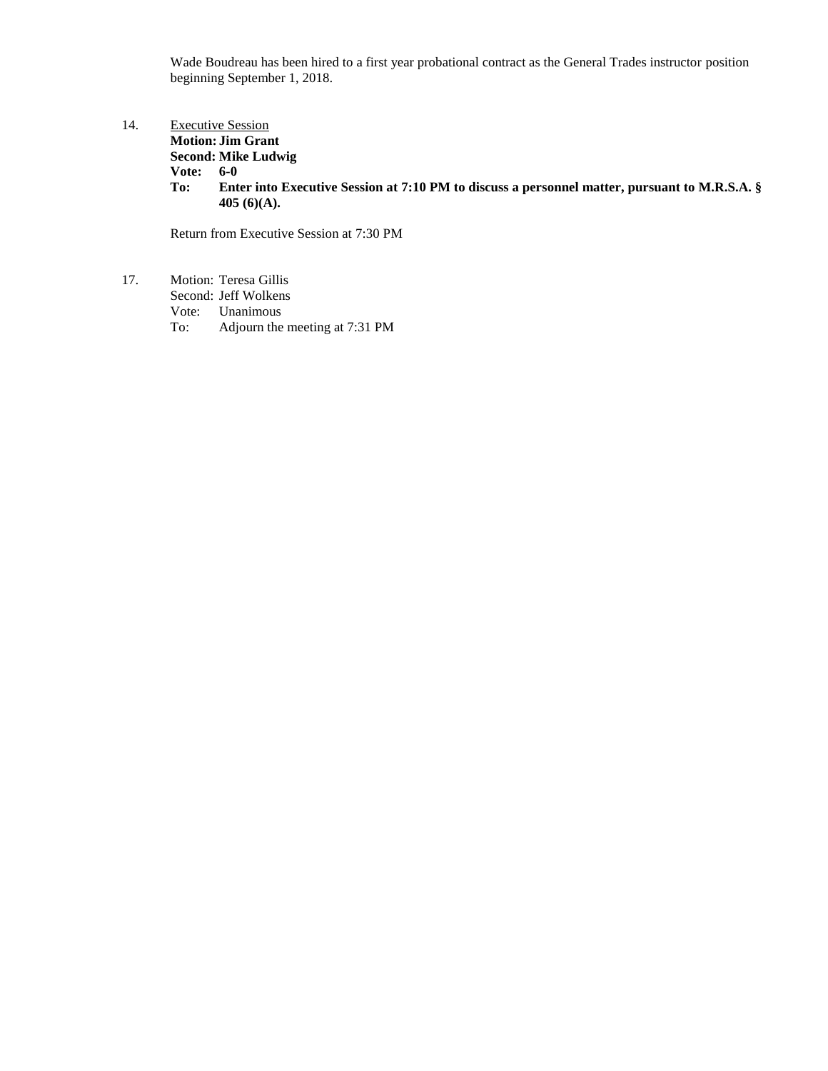Wade Boudreau has been hired to a first year probational contract as the General Trades instructor position beginning September 1, 2018.

14. Executive Session
    **Motion: Jim Grant**
    **Second: Mike Ludwig**
    **Vote: 6-0**
    **To: Enter into Executive Session at 7:10 PM to discuss a personnel matter, pursuant to M.R.S.A. § 405 (6)(A).**

    Return from Executive Session at 7:30 PM

17. Motion: Teresa Gillis
    Second: Jeff Wolkens
    Vote: Unanimous
    To: Adjourn the meeting at 7:31 PM